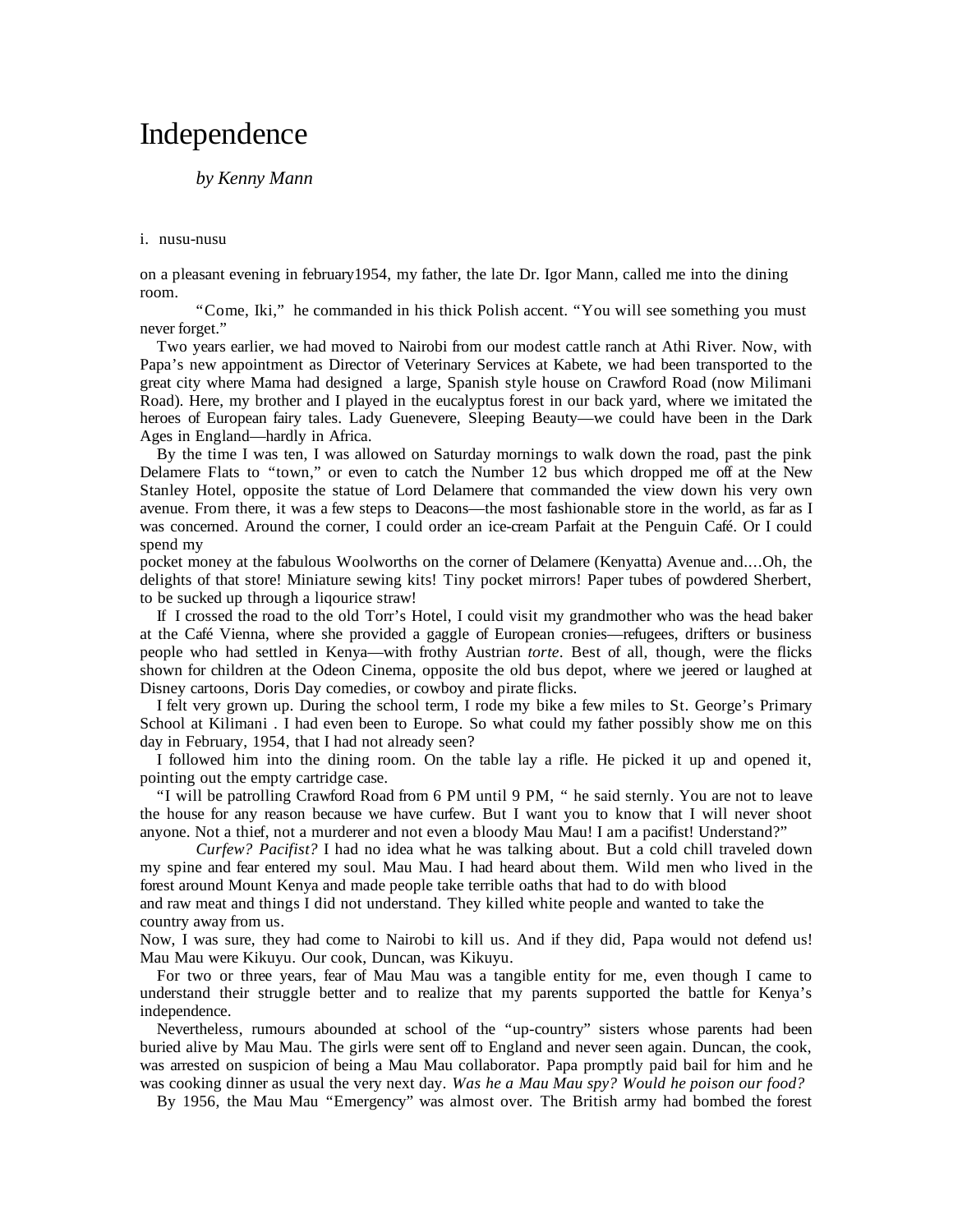# Independence

*by Kenny Mann*

i. nusu-nusu

on a pleasant evening in february1954, my father, the late Dr. Igor Mann, called me into the dining room.

"Come, Iki," he commanded in his thick Polish accent. "You will see something you must never forget."

Two years earlier, we had moved to Nairobi from our modest cattle ranch at Athi River. Now, with Papa's new appointment as Director of Veterinary Services at Kabete, we had been transported to the great city where Mama had designed a large, Spanish style house on Crawford Road (now Milimani Road). Here, my brother and I played in the eucalyptus forest in our back yard, where we imitated the heroes of European fairy tales. Lady Guenevere, Sleeping Beauty—we could have been in the Dark Ages in England—hardly in Africa.

By the time I was ten, I was allowed on Saturday mornings to walk down the road, past the pink Delamere Flats to "town," or even to catch the Number 12 bus which dropped me off at the New Stanley Hotel, opposite the statue of Lord Delamere that commanded the view down his very own avenue. From there, it was a few steps to Deacons—the most fashionable store in the world, as far as I was concerned. Around the corner, I could order an ice-cream Parfait at the Penguin Café. Or I could spend my pocket money at the fabulous Woolworths on the corner of Delamere (Kenyatta) Avenue and....Oh, the delights of that store! Miniature sewing kits! Tiny pocket mirrors! Paper tubes of powdered Sherbert, to be sucked up through a liqourice straw!

If I crossed the road to the old Torr's Hotel, I could visit my grandmother who was the head baker at the Café Vienna, where she provided a gaggle of European cronies—refugees, drifters or business people who had settled in Kenya—with frothy Austrian *torte*. Best of all, though, were the flicks shown for children at the Odeon Cinema, opposite the old bus depot, where we jeered or laughed at Disney cartoons, Doris Day comedies, or cowboy and pirate flicks.

I felt very grown up. During the school term, I rode my bike a few miles to St. George's Primary School at Kilimani . I had even been to Europe. So what could my father possibly show me on this day in February, 1954, that I had not already seen?

I followed him into the dining room. On the table lay a rifle. He picked it up and opened it, pointing out the empty cartridge case.

"I will be patrolling Crawford Road from 6 PM until 9 PM, " he said sternly. You are not to leave the house for any reason because we have curfew. But I want you to know that I will never shoot anyone. Not a thief, not a murderer and not even a bloody Mau Mau! I am a pacifist! Understand?"

*Curfew? Pacifist?* I had no idea what he was talking about. But a cold chill traveled down my spine and fear entered my soul. Mau Mau. I had heard about them. Wild men who lived in the forest around Mount Kenya and made people take terrible oaths that had to do with blood and raw meat and things I did not understand. They killed white people and wanted to take the country away from us.

Now, I was sure, they had come to Nairobi to kill us. And if they did, Papa would not defend us! Mau Mau were Kikuyu. Our cook, Duncan, was Kikuyu.

For two or three years, fear of Mau Mau was a tangible entity for me, even though I came to understand their struggle better and to realize that my parents supported the battle for Kenya's independence.

Nevertheless, rumours abounded at school of the "up-country" sisters whose parents had been buried alive by Mau Mau. The girls were sent off to England and never seen again. Duncan, the cook, was arrested on suspicion of being a Mau Mau collaborator. Papa promptly paid bail for him and he was cooking dinner as usual the very next day. *Was he a Mau Mau spy? Would he poison our food?*

By 1956, the Mau Mau "Emergency" was almost over. The British army had bombed the forest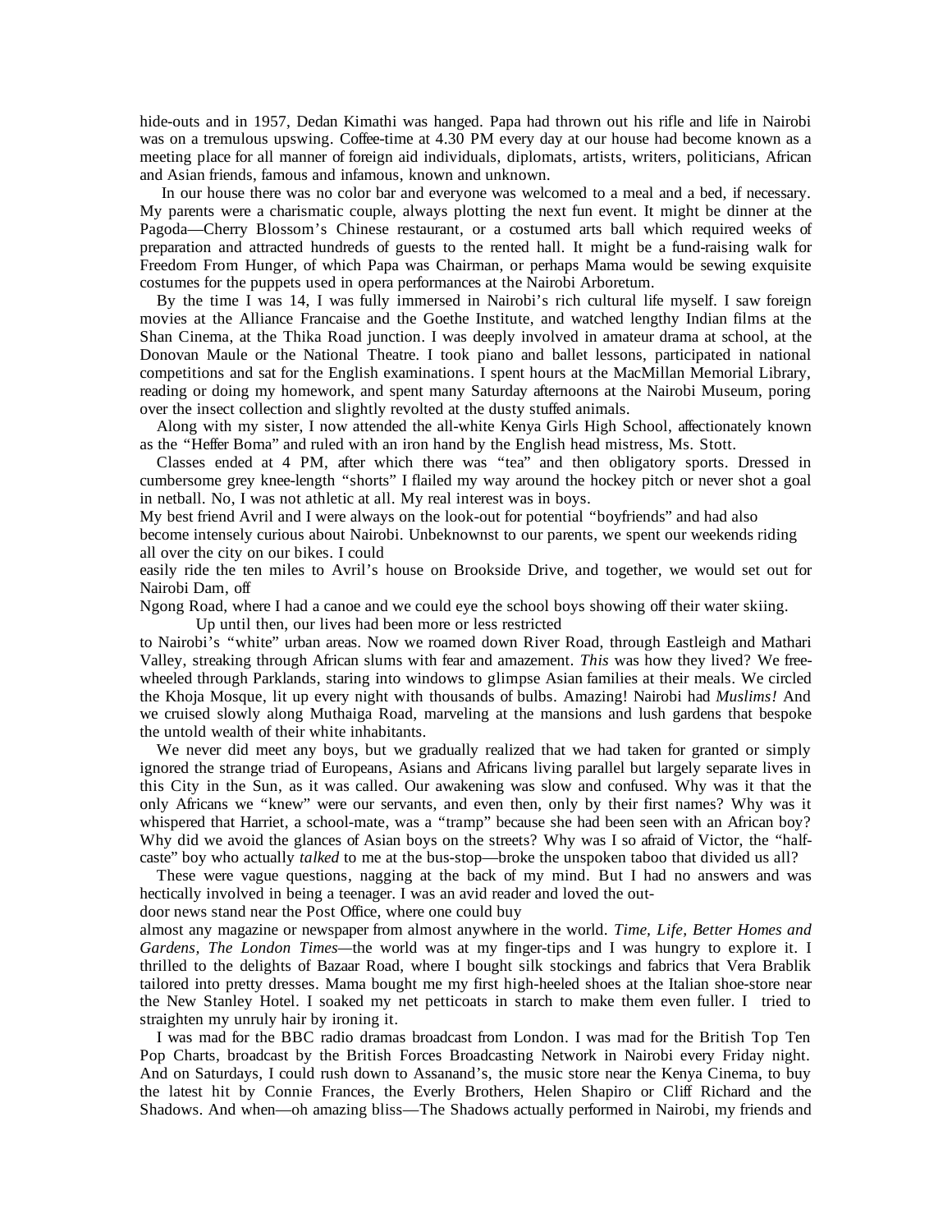hide-outs and in 1957, Dedan Kimathi was hanged. Papa had thrown out his rifle and life in Nairobi was on a tremulous upswing. Coffee-time at 4.30 PM every day at our house had become known as a meeting place for all manner of foreign aid individuals, diplomats, artists, writers, politicians, African and Asian friends, famous and infamous, known and unknown.

In our house there was no color bar and everyone was welcomed to a meal and a bed, if necessary. My parents were a charismatic couple, always plotting the next fun event. It might be dinner at the Pagoda—Cherry Blossom's Chinese restaurant, or a costumed arts ball which required weeks of preparation and attracted hundreds of guests to the rented hall. It might be a fund-raising walk for Freedom From Hunger, of which Papa was Chairman, or perhaps Mama would be sewing exquisite costumes for the puppets used in opera performances at the Nairobi Arboretum.

By the time I was 14, I was fully immersed in Nairobi's rich cultural life myself. I saw foreign movies at the Alliance Francaise and the Goethe Institute, and watched lengthy Indian films at the Shan Cinema, at the Thika Road junction. I was deeply involved in amateur drama at school, at the Donovan Maule or the National Theatre. I took piano and ballet lessons, participated in national competitions and sat for the English examinations. I spent hours at the MacMillan Memorial Library, reading or doing my homework, and spent many Saturday afternoons at the Nairobi Museum, poring over the insect collection and slightly revolted at the dusty stuffed animals.

Along with my sister, I now attended the all-white Kenya Girls High School, affectionately known as the "Heffer Boma" and ruled with an iron hand by the English head mistress, Ms. Stott.

Classes ended at 4 PM, after which there was "tea" and then obligatory sports. Dressed in cumbersome grey knee-length "shorts" I flailed my way around the hockey pitch or never shot a goal in netball. No, I was not athletic at all. My real interest was in boys.

My best friend Avril and I were always on the look-out for potential "boyfriends" and had also become intensely curious about Nairobi. Unbeknownst to our parents, we spent our weekends riding all over the city on our bikes. I could easily ride the ten miles to Avril's house on Brookside Drive, and together, we would set out for Nairobi Dam, off Ngong Road, where I had a canoe and we could eye the school boys showing off their water skiing.

Up until then, our lives had been more or less restricted to Nairobi's "white" urban areas. Now we roamed down River Road, through Eastleigh and Mathari Valley, streaking through African slums with fear and amazement. *This* was how they lived? We free-wheeled through Parklands, staring into windows to glimpse Asian families at their meals. We circled the Khoja Mosque, lit up every night with thousands of bulbs. Amazing! Nairobi had *Muslims!* And we cruised slowly along Muthaiga Road, marveling at the mansions and lush gardens that bespoke the untold wealth of their white inhabitants.

We never did meet any boys, but we gradually realized that we had taken for granted or simply ignored the strange triad of Europeans, Asians and Africans living parallel but largely separate lives in this City in the Sun, as it was called. Our awakening was slow and confused. Why was it that the only Africans we "knew" were our servants, and even then, only by their first names? Why was it whispered that Harriet, a school-mate, was a "tramp" because she had been seen with an African boy? Why did we avoid the glances of Asian boys on the streets? Why was I so afraid of Victor, the "half-caste" boy who actually *talked* to me at the bus-stop—broke the unspoken taboo that divided us all?

These were vague questions, nagging at the back of my mind. But I had no answers and was hectically involved in being a teenager. I was an avid reader and loved the out-door news stand near the Post Office, where one could buy almost any magazine or newspaper from almost anywhere in the world. *Time, Life, Better Homes and Gardens, The London Times*—the world was at my finger-tips and I was hungry to explore it. I thrilled to the delights of Bazaar Road, where I bought silk stockings and fabrics that Vera Brablik tailored into pretty dresses. Mama bought me my first high-heeled shoes at the Italian shoe-store near the New Stanley Hotel. I soaked my net petticoats in starch to make them even fuller. I tried to straighten my unruly hair by ironing it.

I was mad for the BBC radio dramas broadcast from London. I was mad for the British Top Ten Pop Charts, broadcast by the British Forces Broadcasting Network in Nairobi every Friday night. And on Saturdays, I could rush down to Assanand's, the music store near the Kenya Cinema, to buy the latest hit by Connie Frances, the Everly Brothers, Helen Shapiro or Cliff Richard and the Shadows. And when—oh amazing bliss—The Shadows actually performed in Nairobi, my friends and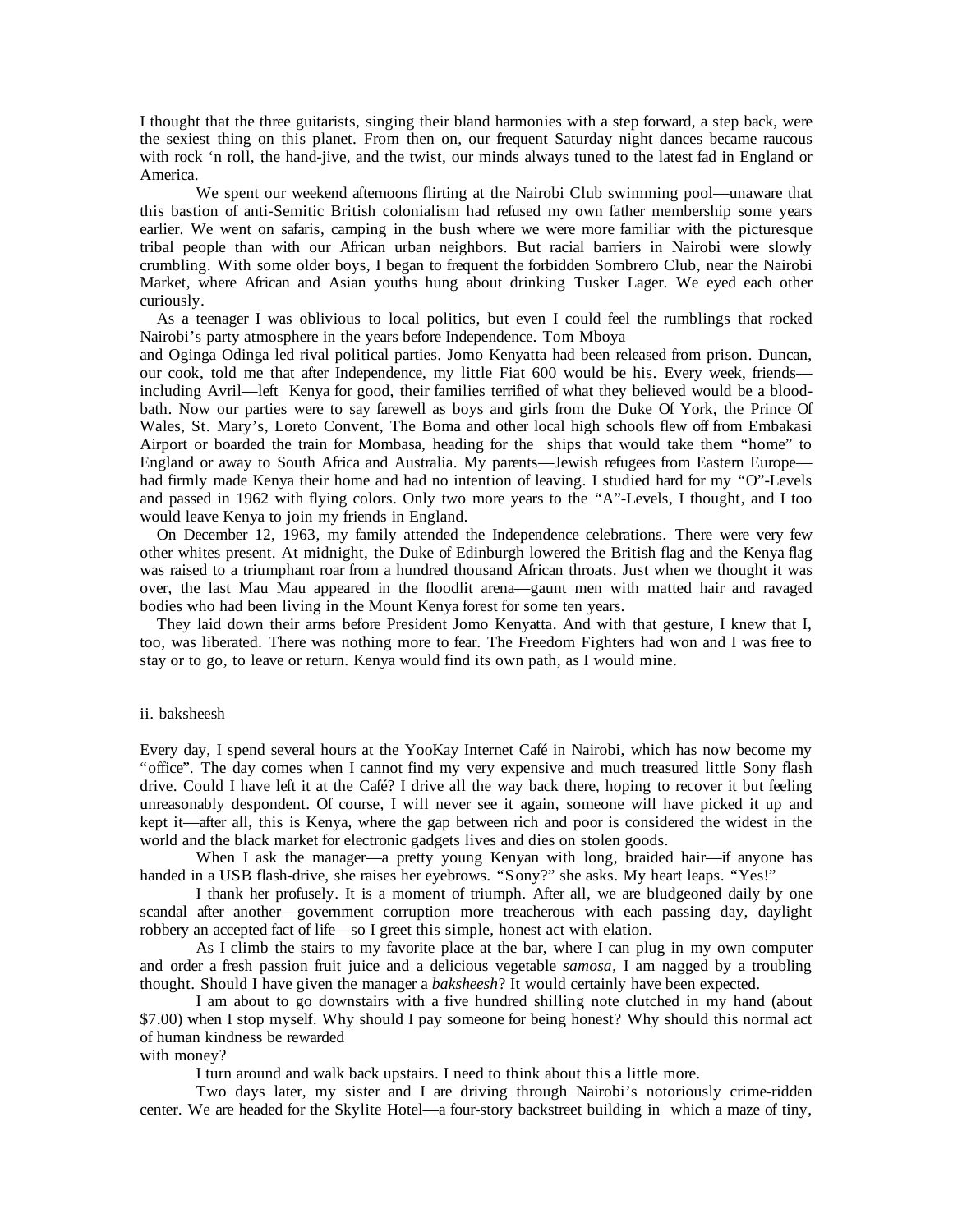I thought that the three guitarists, singing their bland harmonies with a step forward, a step back, were the sexiest thing on this planet. From then on, our frequent Saturday night dances became raucous with rock 'n roll, the hand-jive, and the twist, our minds always tuned to the latest fad in England or America.

We spent our weekend afternoons flirting at the Nairobi Club swimming pool—unaware that this bastion of anti-Semitic British colonialism had refused my own father membership some years earlier. We went on safaris, camping in the bush where we were more familiar with the picturesque tribal people than with our African urban neighbors. But racial barriers in Nairobi were slowly crumbling. With some older boys, I began to frequent the forbidden Sombrero Club, near the Nairobi Market, where African and Asian youths hung about drinking Tusker Lager. We eyed each other curiously.

As a teenager I was oblivious to local politics, but even I could feel the rumblings that rocked Nairobi's party atmosphere in the years before Independence. Tom Mboya and Oginga Odinga led rival political parties. Jomo Kenyatta had been released from prison. Duncan, our cook, told me that after Independence, my little Fiat 600 would be his. Every week, friends—including Avril—left Kenya for good, their families terrified of what they believed would be a blood-bath. Now our parties were to say farewell as boys and girls from the Duke Of York, the Prince Of Wales, St. Mary's, Loreto Convent, The Boma and other local high schools flew off from Embakasi Airport or boarded the train for Mombasa, heading for the ships that would take them "home" to England or away to South Africa and Australia. My parents—Jewish refugees from Eastern Europe—had firmly made Kenya their home and had no intention of leaving. I studied hard for my "O"-Levels and passed in 1962 with flying colors. Only two more years to the "A"-Levels, I thought, and I too would leave Kenya to join my friends in England.

On December 12, 1963, my family attended the Independence celebrations. There were very few other whites present. At midnight, the Duke of Edinburgh lowered the British flag and the Kenya flag was raised to a triumphant roar from a hundred thousand African throats. Just when we thought it was over, the last Mau Mau appeared in the floodlit arena—gaunt men with matted hair and ravaged bodies who had been living in the Mount Kenya forest for some ten years.

They laid down their arms before President Jomo Kenyatta. And with that gesture, I knew that I, too, was liberated. There was nothing more to fear. The Freedom Fighters had won and I was free to stay or to go, to leave or return. Kenya would find its own path, as I would mine.

## ii. baksheesh

Every day, I spend several hours at the YooKay Internet Café in Nairobi, which has now become my "office". The day comes when I cannot find my very expensive and much treasured little Sony flash drive. Could I have left it at the Café? I drive all the way back there, hoping to recover it but feeling unreasonably despondent. Of course, I will never see it again, someone will have picked it up and kept it—after all, this is Kenya, where the gap between rich and poor is considered the widest in the world and the black market for electronic gadgets lives and dies on stolen goods.

When I ask the manager—a pretty young Kenyan with long, braided hair—if anyone has handed in a USB flash-drive, she raises her eyebrows. "Sony?" she asks. My heart leaps. "Yes!"

I thank her profusely. It is a moment of triumph. After all, we are bludgeoned daily by one scandal after another—government corruption more treacherous with each passing day, daylight robbery an accepted fact of life—so I greet this simple, honest act with elation.

As I climb the stairs to my favorite place at the bar, where I can plug in my own computer and order a fresh passion fruit juice and a delicious vegetable *samosa*, I am nagged by a troubling thought. Should I have given the manager a *baksheesh*? It would certainly have been expected.

I am about to go downstairs with a five hundred shilling note clutched in my hand (about $7.00) when I stop myself. Why should I pay someone for being honest? Why should this normal act of human kindness be rewarded with money?

I turn around and walk back upstairs. I need to think about this a little more.

Two days later, my sister and I are driving through Nairobi's notoriously crime-ridden center. We are headed for the Skylite Hotel—a four-story backstreet building in which a maze of tiny,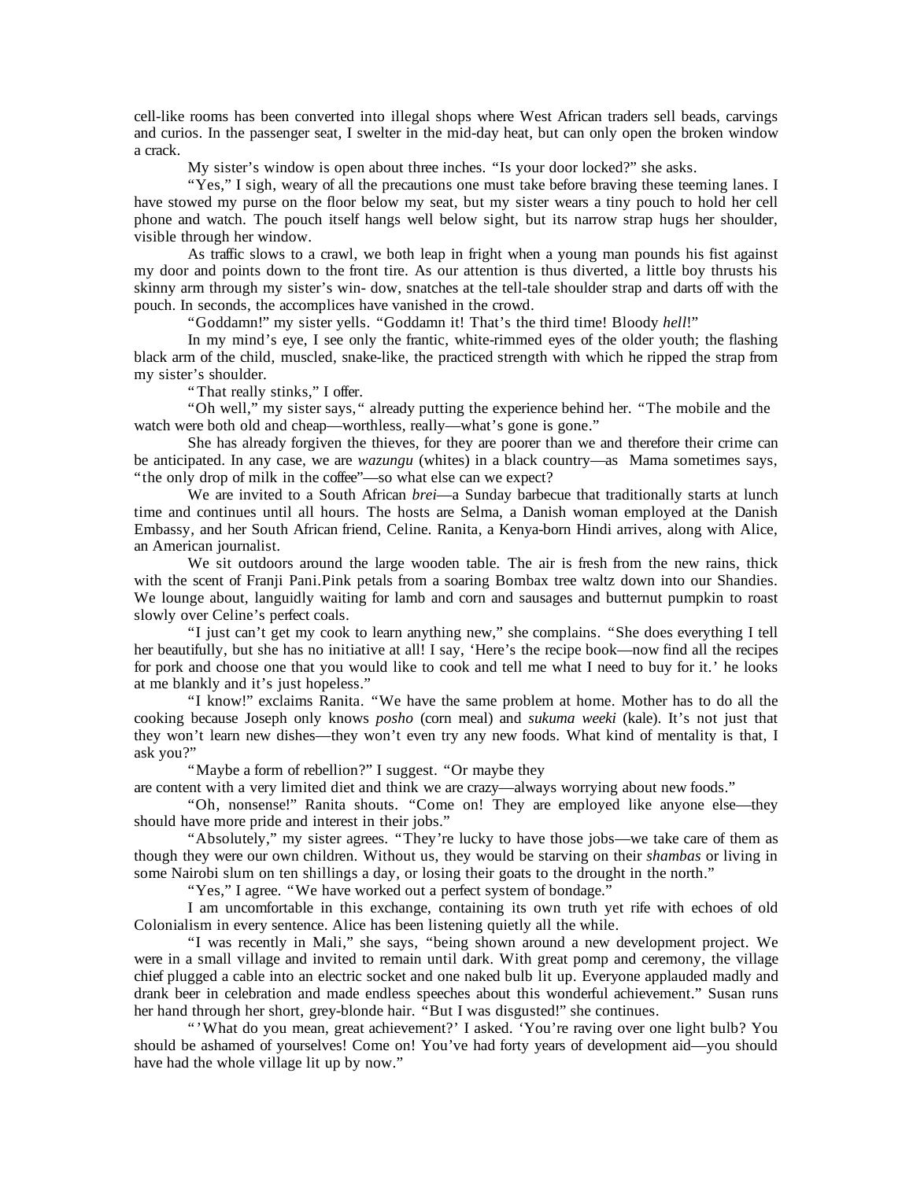cell-like rooms has been converted into illegal shops where West African traders sell beads, carvings and curios. In the passenger seat, I swelter in the mid-day heat, but can only open the broken window a crack.

My sister's window is open about three inches. "Is your door locked?" she asks.

"Yes," I sigh, weary of all the precautions one must take before braving these teeming lanes. I have stowed my purse on the floor below my seat, but my sister wears a tiny pouch to hold her cell phone and watch. The pouch itself hangs well below sight, but its narrow strap hugs her shoulder, visible through her window.

As traffic slows to a crawl, we both leap in fright when a young man pounds his fist against my door and points down to the front tire. As our attention is thus diverted, a little boy thrusts his skinny arm through my sister's win- dow, snatches at the tell-tale shoulder strap and darts off with the pouch. In seconds, the accomplices have vanished in the crowd.

"Goddamn!" my sister yells. "Goddamn it! That's the third time! Bloody *hell*!"

In my mind's eye, I see only the frantic, white-rimmed eyes of the older youth; the flashing black arm of the child, muscled, snake-like, the practiced strength with which he ripped the strap from my sister's shoulder.

"That really stinks," I offer.

"Oh well," my sister says," already putting the experience behind her. "The mobile and the watch were both old and cheap—worthless, really—what's gone is gone."

She has already forgiven the thieves, for they are poorer than we and therefore their crime can be anticipated. In any case, we are *wazungu* (whites) in a black country—as Mama sometimes says, "the only drop of milk in the coffee"—so what else can we expect?

We are invited to a South African *brei*—a Sunday barbecue that traditionally starts at lunch time and continues until all hours. The hosts are Selma, a Danish woman employed at the Danish Embassy, and her South African friend, Celine. Ranita, a Kenya-born Hindi arrives, along with Alice, an American journalist.

We sit outdoors around the large wooden table. The air is fresh from the new rains, thick with the scent of Franji Pani.Pink petals from a soaring Bombax tree waltz down into our Shandies. We lounge about, languidly waiting for lamb and corn and sausages and butternut pumpkin to roast slowly over Celine's perfect coals.

"I just can't get my cook to learn anything new," she complains. "She does everything I tell her beautifully, but she has no initiative at all! I say, 'Here's the recipe book—now find all the recipes for pork and choose one that you would like to cook and tell me what I need to buy for it.' he looks at me blankly and it's just hopeless."

"I know!" exclaims Ranita. "We have the same problem at home. Mother has to do all the cooking because Joseph only knows *posho* (corn meal) and *sukuma weeki* (kale). It's not just that they won't learn new dishes—they won't even try any new foods. What kind of mentality is that, I ask you?"

"Maybe a form of rebellion?" I suggest. "Or maybe they are content with a very limited diet and think we are crazy—always worrying about new foods."

"Oh, nonsense!" Ranita shouts. "Come on! They are employed like anyone else—they should have more pride and interest in their jobs."

"Absolutely," my sister agrees. "They're lucky to have those jobs—we take care of them as though they were our own children. Without us, they would be starving on their *shambas* or living in some Nairobi slum on ten shillings a day, or losing their goats to the drought in the north."

"Yes," I agree. "We have worked out a perfect system of bondage."

I am uncomfortable in this exchange, containing its own truth yet rife with echoes of old Colonialism in every sentence. Alice has been listening quietly all the while.

"I was recently in Mali," she says, "being shown around a new development project. We were in a small village and invited to remain until dark. With great pomp and ceremony, the village chief plugged a cable into an electric socket and one naked bulb lit up. Everyone applauded madly and drank beer in celebration and made endless speeches about this wonderful achievement." Susan runs her hand through her short, grey-blonde hair. "But I was disgusted!" she continues.

"'What do you mean, great achievement?' I asked. 'You're raving over one light bulb? You should be ashamed of yourselves! Come on! You've had forty years of development aid—you should have had the whole village lit up by now."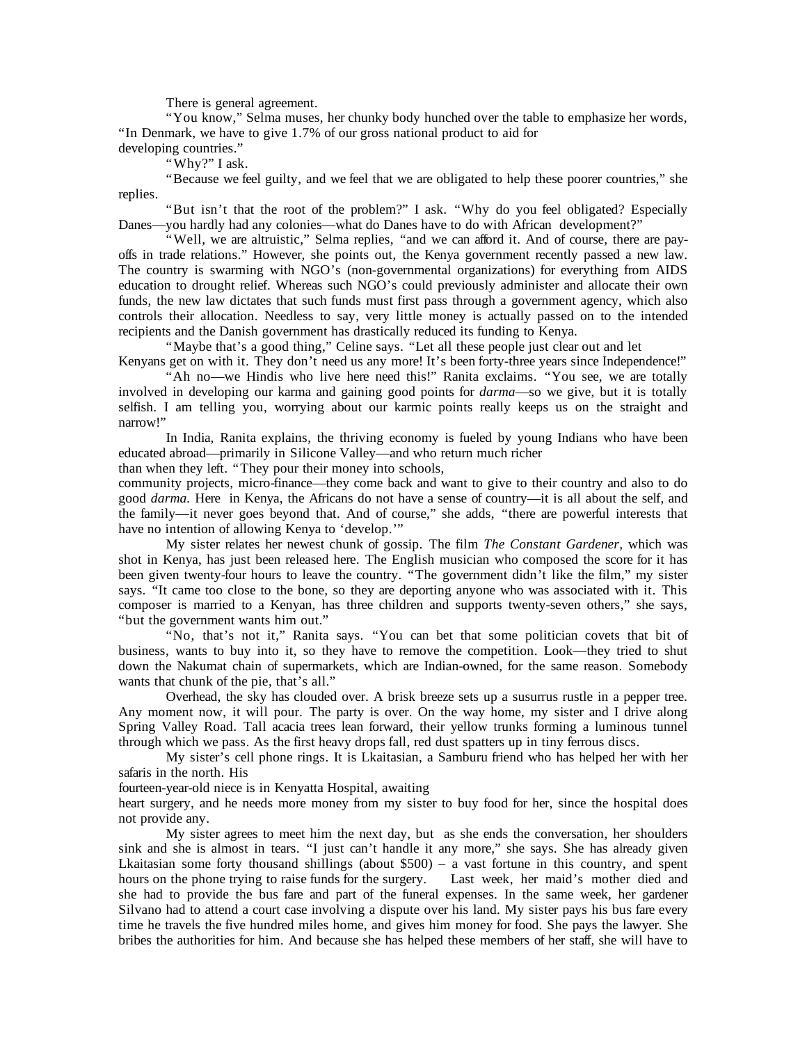There is general agreement.

"You know," Selma muses, her chunky body hunched over the table to emphasize her words, "In Denmark, we have to give 1.7% of our gross national product to aid for developing countries."

"Why?" I ask.

"Because we feel guilty, and we feel that we are obligated to help these poorer countries," she replies.

"But isn't that the root of the problem?" I ask. "Why do you feel obligated? Especially Danes—you hardly had any colonies—what do Danes have to do with African development?"

"Well, we are altruistic," Selma replies, "and we can afford it. And of course, there are pay-offs in trade relations." However, she points out, the Kenya government recently passed a new law. The country is swarming with NGO's (non-governmental organizations) for everything from AIDS education to drought relief. Whereas such NGO's could previously administer and allocate their own funds, the new law dictates that such funds must first pass through a government agency, which also controls their allocation. Needless to say, very little money is actually passed on to the intended recipients and the Danish government has drastically reduced its funding to Kenya.

"Maybe that's a good thing," Celine says. "Let all these people just clear out and let Kenyans get on with it. They don't need us any more! It's been forty-three years since Independence!"

"Ah no—we Hindis who live here need this!" Ranita exclaims. "You see, we are totally involved in developing our karma and gaining good points for *darma*—so we give, but it is totally selfish. I am telling you, worrying about our karmic points really keeps us on the straight and narrow!"

In India, Ranita explains, the thriving economy is fueled by young Indians who have been educated abroad—primarily in Silicone Valley—and who return much richer than when they left. "They pour their money into schools, community projects, micro-finance—they come back and want to give to their country and also to do good *darma*. Here in Kenya, the Africans do not have a sense of country—it is all about the self, and the family—it never goes beyond that. And of course," she adds, "there are powerful interests that have no intention of allowing Kenya to 'develop.'"

My sister relates her newest chunk of gossip. The film *The Constant Gardener*, which was shot in Kenya, has just been released here. The English musician who composed the score for it has been given twenty-four hours to leave the country. "The government didn't like the film," my sister says. "It came too close to the bone, so they are deporting anyone who was associated with it. This composer is married to a Kenyan, has three children and supports twenty-seven others," she says, "but the government wants him out."

"No, that's not it," Ranita says. "You can bet that some politician covets that bit of business, wants to buy into it, so they have to remove the competition. Look—they tried to shut down the Nakumat chain of supermarkets, which are Indian-owned, for the same reason. Somebody wants that chunk of the pie, that's all."

Overhead, the sky has clouded over. A brisk breeze sets up a susurrus rustle in a pepper tree. Any moment now, it will pour. The party is over. On the way home, my sister and I drive along Spring Valley Road. Tall acacia trees lean forward, their yellow trunks forming a luminous tunnel through which we pass. As the first heavy drops fall, red dust spatters up in tiny ferrous discs.

My sister's cell phone rings. It is Lkaitasian, a Samburu friend who has helped her with her safaris in the north. His fourteen-year-old niece is in Kenyatta Hospital, awaiting heart surgery, and he needs more money from my sister to buy food for her, since the hospital does not provide any.

My sister agrees to meet him the next day, but as she ends the conversation, her shoulders sink and she is almost in tears. "I just can't handle it any more," she says. She has already given Lkaitasian some forty thousand shillings (about $500) – a vast fortune in this country, and spent hours on the phone trying to raise funds for the surgery. Last week, her maid's mother died and she had to provide the bus fare and part of the funeral expenses. In the same week, her gardener Silvano had to attend a court case involving a dispute over his land. My sister pays his bus fare every time he travels the five hundred miles home, and gives him money for food. She pays the lawyer. She bribes the authorities for him. And because she has helped these members of her staff, she will have to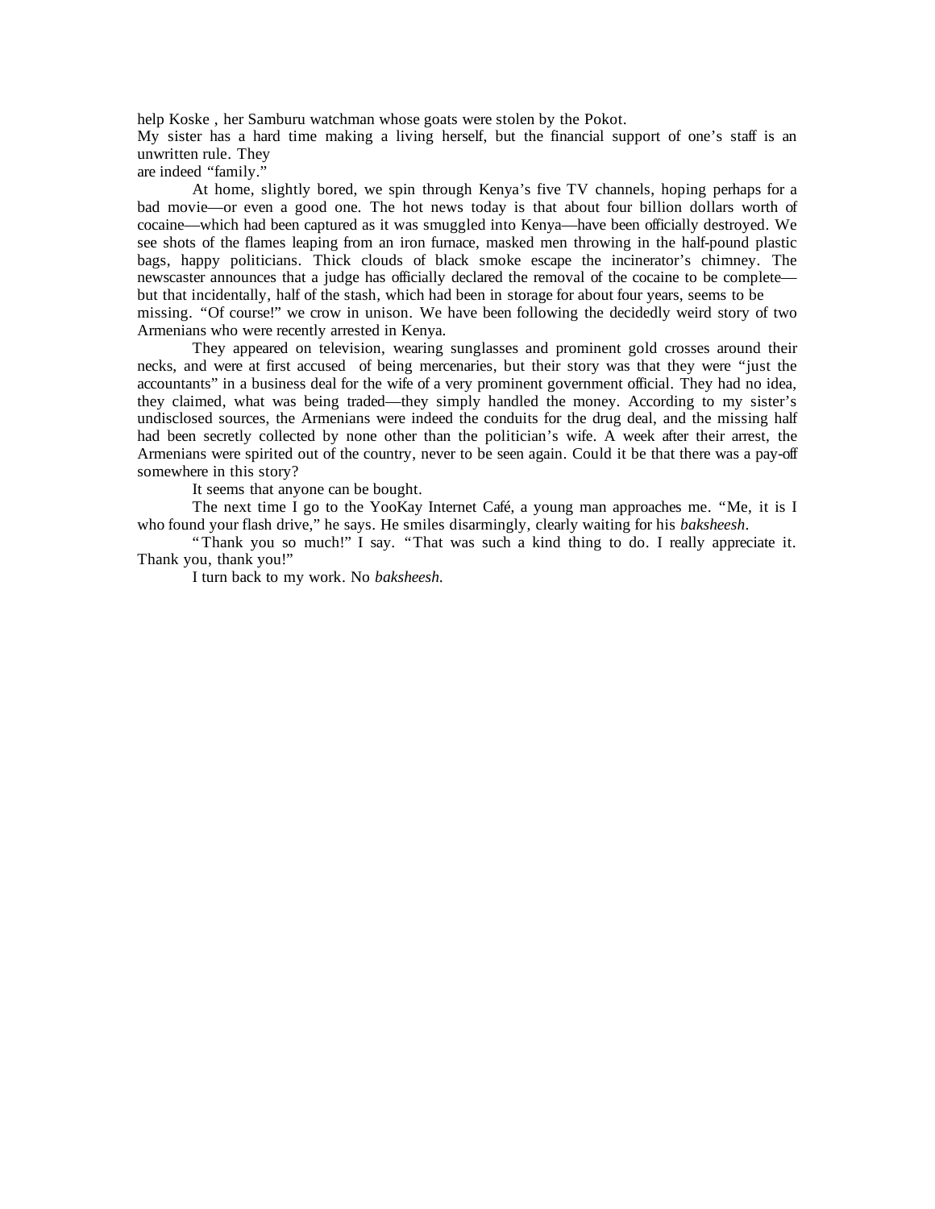help Koske , her Samburu watchman whose goats were stolen by the Pokot.

My sister has a hard time making a living herself, but the financial support of one's staff is an unwritten rule. They are indeed "family."

At home, slightly bored, we spin through Kenya's five TV channels, hoping perhaps for a bad movie—or even a good one. The hot news today is that about four billion dollars worth of cocaine—which had been captured as it was smuggled into Kenya—have been officially destroyed. We see shots of the flames leaping from an iron furnace, masked men throwing in the half-pound plastic bags, happy politicians. Thick clouds of black smoke escape the incinerator's chimney. The newscaster announces that a judge has officially declared the removal of the cocaine to be complete—but that incidentally, half of the stash, which had been in storage for about four years, seems to be missing. "Of course!" we crow in unison. We have been following the decidedly weird story of two Armenians who were recently arrested in Kenya.

They appeared on television, wearing sunglasses and prominent gold crosses around their necks, and were at first accused of being mercenaries, but their story was that they were "just the accountants" in a business deal for the wife of a very prominent government official. They had no idea, they claimed, what was being traded—they simply handled the money. According to my sister's undisclosed sources, the Armenians were indeed the conduits for the drug deal, and the missing half had been secretly collected by none other than the politician's wife. A week after their arrest, the Armenians were spirited out of the country, never to be seen again. Could it be that there was a pay-off somewhere in this story?

It seems that anyone can be bought.

The next time I go to the YooKay Internet Café, a young man approaches me. "Me, it is I who found your flash drive," he says. He smiles disarmingly, clearly waiting for his *baksheesh*.

"Thank you so much!" I say. "That was such a kind thing to do. I really appreciate it. Thank you, thank you!"

I turn back to my work. No *baksheesh*.